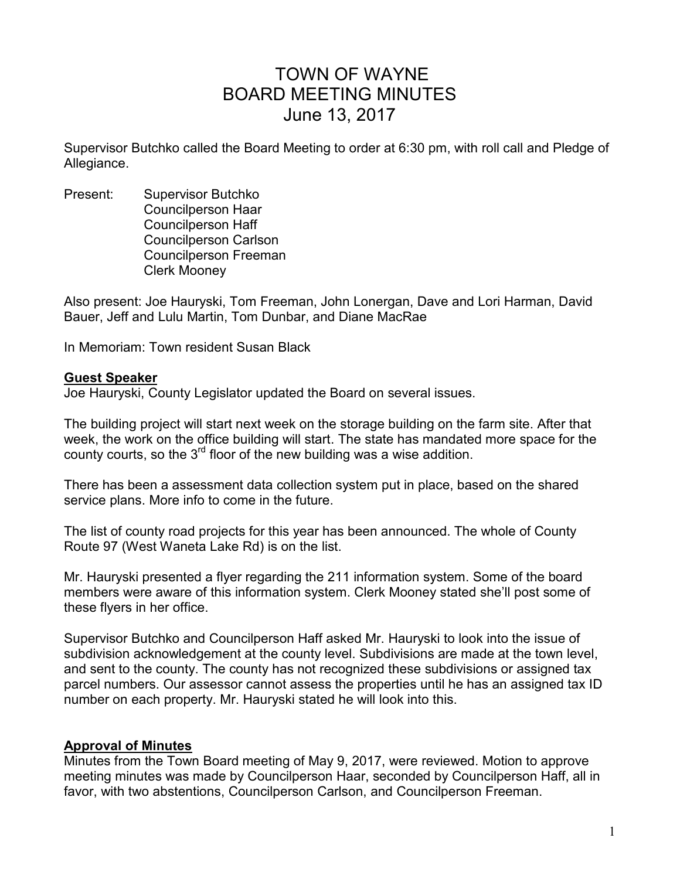# TOWN OF WAYNE
# BOARD MEETING MINUTES
# June 13, 2017

Supervisor Butchko called the Board Meeting to order at 6:30 pm, with roll call and Pledge of Allegiance.

Present: Supervisor Butchko
Councilperson Haar
Councilperson Haff
Councilperson Carlson
Councilperson Freeman
Clerk Mooney

Also present: Joe Hauryski, Tom Freeman, John Lonergan, Dave and Lori Harman, David Bauer, Jeff and Lulu Martin, Tom Dunbar, and Diane MacRae

In Memoriam: Town resident Susan Black

## Guest Speaker

Joe Hauryski, County Legislator updated the Board on several issues.

The building project will start next week on the storage building on the farm site. After that week, the work on the office building will start. The state has mandated more space for the county courts, so the 3rd floor of the new building was a wise addition.

There has been a assessment data collection system put in place, based on the shared service plans. More info to come in the future.

The list of county road projects for this year has been announced. The whole of County Route 97 (West Waneta Lake Rd) is on the list.

Mr. Hauryski presented a flyer regarding the 211 information system. Some of the board members were aware of this information system. Clerk Mooney stated she'll post some of these flyers in her office.

Supervisor Butchko and Councilperson Haff asked Mr. Hauryski to look into the issue of subdivision acknowledgement at the county level. Subdivisions are made at the town level, and sent to the county. The county has not recognized these subdivisions or assigned tax parcel numbers. Our assessor cannot assess the properties until he has an assigned tax ID number on each property. Mr. Hauryski stated he will look into this.

## Approval of Minutes

Minutes from the Town Board meeting of May 9, 2017, were reviewed. Motion to approve meeting minutes was made by Councilperson Haar, seconded by Councilperson Haff, all in favor, with two abstentions, Councilperson Carlson, and Councilperson Freeman.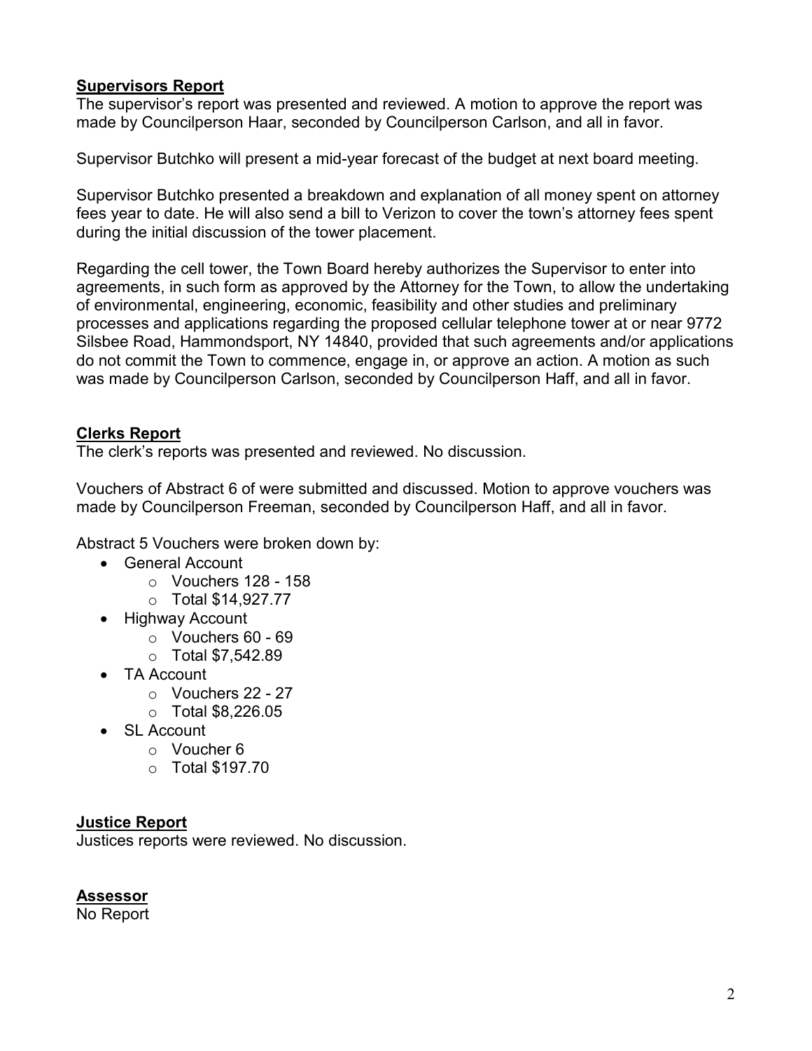**Supervisors Report**

The supervisor's report was presented and reviewed. A motion to approve the report was made by Councilperson Haar, seconded by Councilperson Carlson, and all in favor.

Supervisor Butchko will present a mid-year forecast of the budget at next board meeting.

Supervisor Butchko presented a breakdown and explanation of all money spent on attorney fees year to date. He will also send a bill to Verizon to cover the town's attorney fees spent during the initial discussion of the tower placement.

Regarding the cell tower, the Town Board hereby authorizes the Supervisor to enter into agreements, in such form as approved by the Attorney for the Town, to allow the undertaking of environmental, engineering, economic, feasibility and other studies and preliminary processes and applications regarding the proposed cellular telephone tower at or near 9772 Silsbee Road, Hammondsport, NY 14840, provided that such agreements and/or applications do not commit the Town to commence, engage in, or approve an action. A motion as such was made by Councilperson Carlson, seconded by Councilperson Haff, and all in favor.

**Clerks Report**

The clerk's reports was presented and reviewed. No discussion.

Vouchers of Abstract 6 of were submitted and discussed. Motion to approve vouchers was made by Councilperson Freeman, seconded by Councilperson Haff, and all in favor.

Abstract 5 Vouchers were broken down by:

- General Account
  - Vouchers 128 - 158
  - Total $14,927.77
- Highway Account
  - Vouchers 60 - 69
  - Total $7,542.89
- TA Account
  - Vouchers 22 - 27
  - Total $8,226.05
- SL Account
  - Voucher 6
  - Total $197.70

**Justice Report**

Justices reports were reviewed. No discussion.

**Assessor**

No Report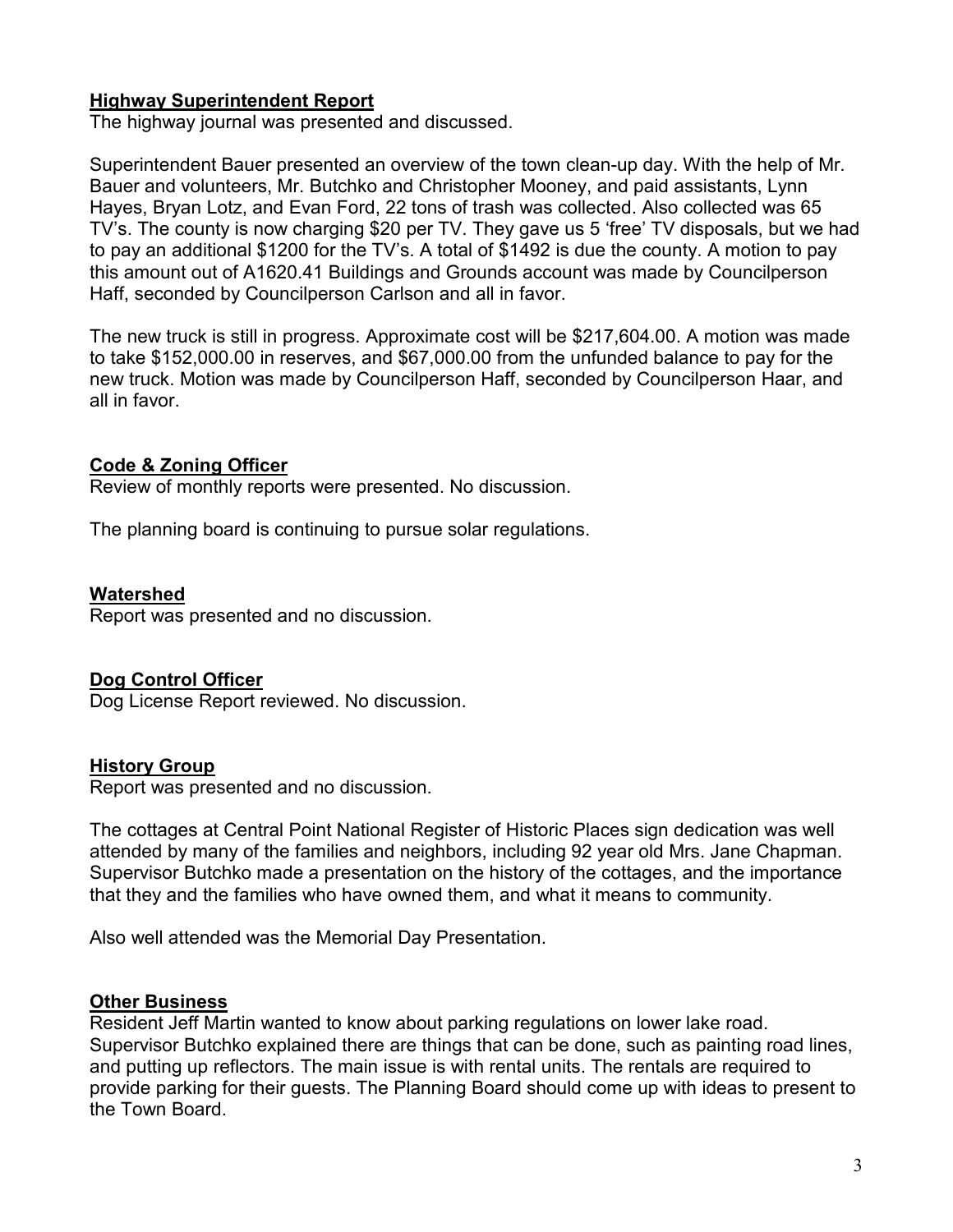**Highway Superintendent Report**

The highway journal was presented and discussed.

Superintendent Bauer presented an overview of the town clean-up day. With the help of Mr. Bauer and volunteers, Mr. Butchko and Christopher Mooney, and paid assistants, Lynn Hayes, Bryan Lotz, and Evan Ford, 22 tons of trash was collected. Also collected was 65 TV's. The county is now charging $20 per TV. They gave us 5 'free' TV disposals, but we had to pay an additional $1200 for the TV's. A total of $1492 is due the county. A motion to pay this amount out of A1620.41 Buildings and Grounds account was made by Councilperson Haff, seconded by Councilperson Carlson and all in favor.

The new truck is still in progress. Approximate cost will be $217,604.00. A motion was made to take $152,000.00 in reserves, and $67,000.00 from the unfunded balance to pay for the new truck. Motion was made by Councilperson Haff, seconded by Councilperson Haar, and all in favor.

**Code & Zoning Officer**

Review of monthly reports were presented. No discussion.

The planning board is continuing to pursue solar regulations.

**Watershed**

Report was presented and no discussion.

**Dog Control Officer**

Dog License Report reviewed. No discussion.

**History Group**

Report was presented and no discussion.

The cottages at Central Point National Register of Historic Places sign dedication was well attended by many of the families and neighbors, including 92 year old Mrs. Jane Chapman. Supervisor Butchko made a presentation on the history of the cottages, and the importance that they and the families who have owned them, and what it means to community.

Also well attended was the Memorial Day Presentation.

**Other Business**

Resident Jeff Martin wanted to know about parking regulations on lower lake road. Supervisor Butchko explained there are things that can be done, such as painting road lines, and putting up reflectors. The main issue is with rental units. The rentals are required to provide parking for their guests. The Planning Board should come up with ideas to present to the Town Board.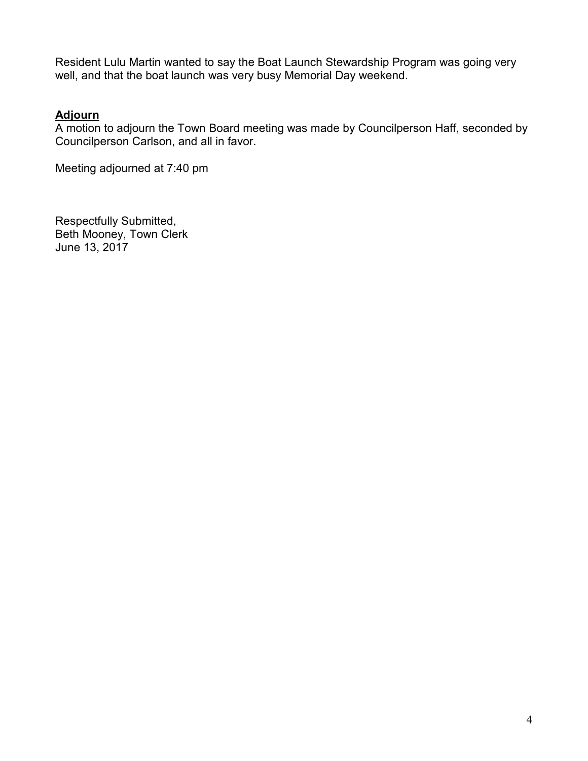Resident Lulu Martin wanted to say the Boat Launch Stewardship Program was going very well, and that the boat launch was very busy Memorial Day weekend.

## Adjourn

A motion to adjourn the Town Board meeting was made by Councilperson Haff, seconded by Councilperson Carlson, and all in favor.

Meeting adjourned at 7:40 pm

Respectfully Submitted,
Beth Mooney, Town Clerk
June 13, 2017